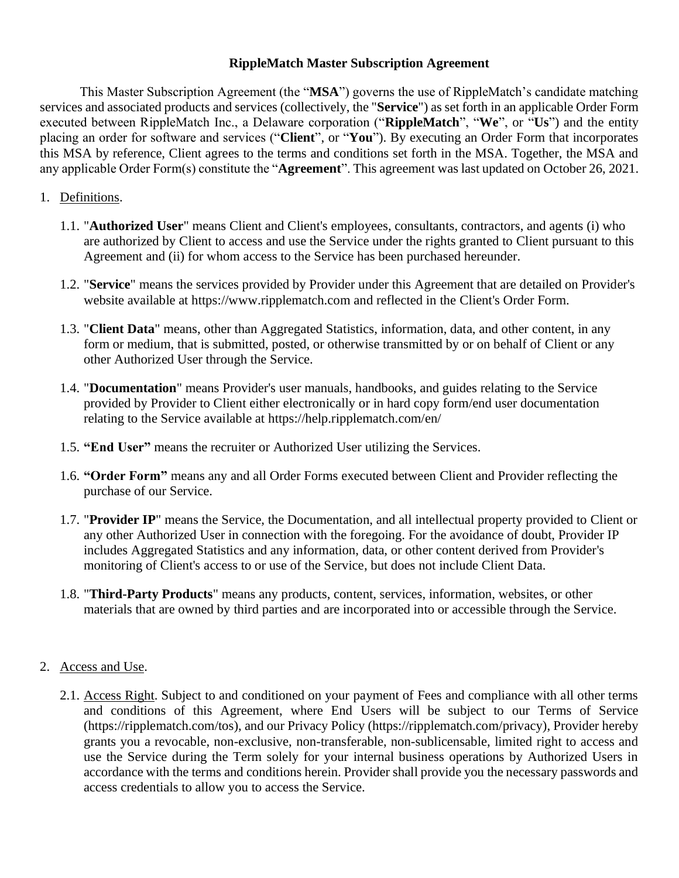# RippleMatch Master Subscription Agreement

This Master Subscription Agreement (the "**MSA**") governs the use of RippleMatch's candidate matching services and associated products and services (collectively, the "**Service**") as set forth in an applicable Order Form executed between RippleMatch Inc., a Delaware corporation ("**RippleMatch**", "**We**", or "**Us**") and the entity placing an order for software and services ("**Client**", or "**You**"). By executing an Order Form that incorporates this MSA by reference, Client agrees to the terms and conditions set forth in the MSA. Together, the MSA and any applicable Order Form(s) constitute the "**Agreement**". This agreement was last updated on October 26, 2021.

1. Definitions.

   1.1. "**Authorized User**" means Client and Client's employees, consultants, contractors, and agents (i) who are authorized by Client to access and use the Service under the rights granted to Client pursuant to this Agreement and (ii) for whom access to the Service has been purchased hereunder.

   1.2. "**Service**" means the services provided by Provider under this Agreement that are detailed on Provider's website available at https://www.ripplematch.com and reflected in the Client's Order Form.

   1.3. "**Client Data**" means, other than Aggregated Statistics, information, data, and other content, in any form or medium, that is submitted, posted, or otherwise transmitted by or on behalf of Client or any other Authorized User through the Service.

   1.4. "**Documentation**" means Provider's user manuals, handbooks, and guides relating to the Service provided by Provider to Client either electronically or in hard copy form/end user documentation relating to the Service available at https://help.ripplematch.com/en/

   1.5. **"End User"** means the recruiter or Authorized User utilizing the Services.

   1.6. **"Order Form"** means any and all Order Forms executed between Client and Provider reflecting the purchase of our Service.

   1.7. "**Provider IP**" means the Service, the Documentation, and all intellectual property provided to Client or any other Authorized User in connection with the foregoing. For the avoidance of doubt, Provider IP includes Aggregated Statistics and any information, data, or other content derived from Provider's monitoring of Client's access to or use of the Service, but does not include Client Data.

   1.8. "**Third-Party Products**" means any products, content, services, information, websites, or other materials that are owned by third parties and are incorporated into or accessible through the Service.

2. Access and Use.

   2.1. Access Right. Subject to and conditioned on your payment of Fees and compliance with all other terms and conditions of this Agreement, where End Users will be subject to our Terms of Service (https://ripplematch.com/tos), and our Privacy Policy (https://ripplematch.com/privacy), Provider hereby grants you a revocable, non-exclusive, non-transferable, non-sublicensable, limited right to access and use the Service during the Term solely for your internal business operations by Authorized Users in accordance with the terms and conditions herein. Provider shall provide you the necessary passwords and access credentials to allow you to access the Service.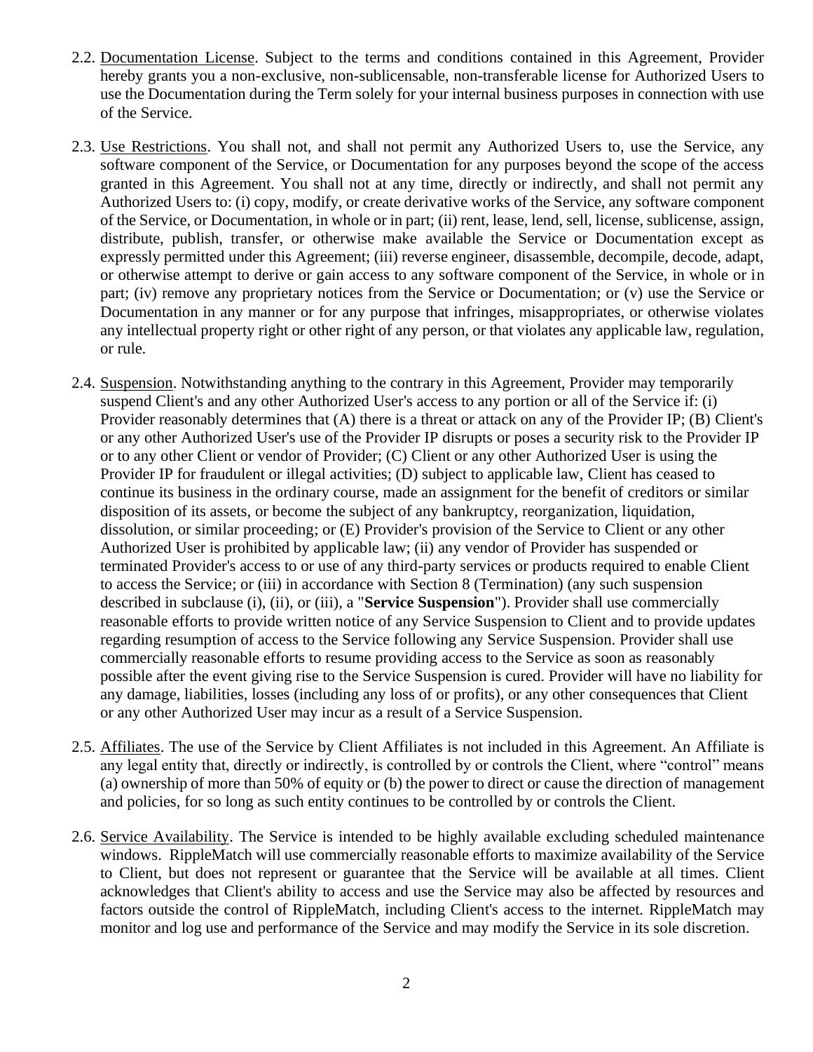2.2. Documentation License. Subject to the terms and conditions contained in this Agreement, Provider hereby grants you a non-exclusive, non-sublicensable, non-transferable license for Authorized Users to use the Documentation during the Term solely for your internal business purposes in connection with use of the Service.

2.3. Use Restrictions. You shall not, and shall not permit any Authorized Users to, use the Service, any software component of the Service, or Documentation for any purposes beyond the scope of the access granted in this Agreement. You shall not at any time, directly or indirectly, and shall not permit any Authorized Users to: (i) copy, modify, or create derivative works of the Service, any software component of the Service, or Documentation, in whole or in part; (ii) rent, lease, lend, sell, license, sublicense, assign, distribute, publish, transfer, or otherwise make available the Service or Documentation except as expressly permitted under this Agreement; (iii) reverse engineer, disassemble, decompile, decode, adapt, or otherwise attempt to derive or gain access to any software component of the Service, in whole or in part; (iv) remove any proprietary notices from the Service or Documentation; or (v) use the Service or Documentation in any manner or for any purpose that infringes, misappropriates, or otherwise violates any intellectual property right or other right of any person, or that violates any applicable law, regulation, or rule.

2.4. Suspension. Notwithstanding anything to the contrary in this Agreement, Provider may temporarily suspend Client's and any other Authorized User's access to any portion or all of the Service if: (i) Provider reasonably determines that (A) there is a threat or attack on any of the Provider IP; (B) Client's or any other Authorized User's use of the Provider IP disrupts or poses a security risk to the Provider IP or to any other Client or vendor of Provider; (C) Client or any other Authorized User is using the Provider IP for fraudulent or illegal activities; (D) subject to applicable law, Client has ceased to continue its business in the ordinary course, made an assignment for the benefit of creditors or similar disposition of its assets, or become the subject of any bankruptcy, reorganization, liquidation, dissolution, or similar proceeding; or (E) Provider's provision of the Service to Client or any other Authorized User is prohibited by applicable law; (ii) any vendor of Provider has suspended or terminated Provider's access to or use of any third-party services or products required to enable Client to access the Service; or (iii) in accordance with Section 8 (Termination) (any such suspension described in subclause (i), (ii), or (iii), a "**Service Suspension**"). Provider shall use commercially reasonable efforts to provide written notice of any Service Suspension to Client and to provide updates regarding resumption of access to the Service following any Service Suspension. Provider shall use commercially reasonable efforts to resume providing access to the Service as soon as reasonably possible after the event giving rise to the Service Suspension is cured. Provider will have no liability for any damage, liabilities, losses (including any loss of or profits), or any other consequences that Client or any other Authorized User may incur as a result of a Service Suspension.

2.5. Affiliates. The use of the Service by Client Affiliates is not included in this Agreement. An Affiliate is any legal entity that, directly or indirectly, is controlled by or controls the Client, where "control" means (a) ownership of more than 50% of equity or (b) the power to direct or cause the direction of management and policies, for so long as such entity continues to be controlled by or controls the Client.

2.6. Service Availability. The Service is intended to be highly available excluding scheduled maintenance windows. RippleMatch will use commercially reasonable efforts to maximize availability of the Service to Client, but does not represent or guarantee that the Service will be available at all times. Client acknowledges that Client's ability to access and use the Service may also be affected by resources and factors outside the control of RippleMatch, including Client's access to the internet. RippleMatch may monitor and log use and performance of the Service and may modify the Service in its sole discretion.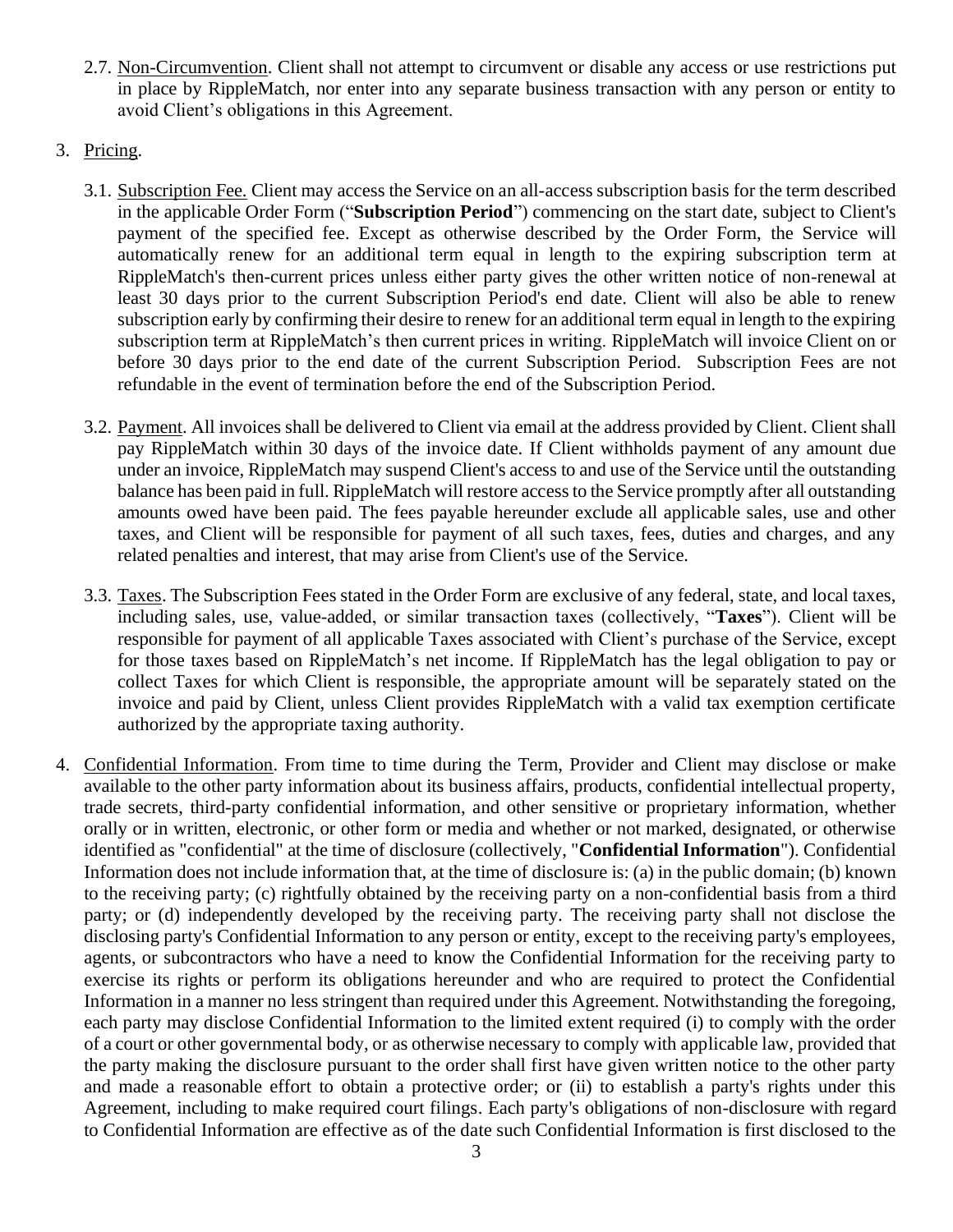2.7. Non-Circumvention. Client shall not attempt to circumvent or disable any access or use restrictions put in place by RippleMatch, nor enter into any separate business transaction with any person or entity to avoid Client's obligations in this Agreement.

3. Pricing.

3.1. Subscription Fee. Client may access the Service on an all-access subscription basis for the term described in the applicable Order Form ("**Subscription Period**") commencing on the start date, subject to Client's payment of the specified fee. Except as otherwise described by the Order Form, the Service will automatically renew for an additional term equal in length to the expiring subscription term at RippleMatch's then-current prices unless either party gives the other written notice of non-renewal at least 30 days prior to the current Subscription Period's end date. Client will also be able to renew subscription early by confirming their desire to renew for an additional term equal in length to the expiring subscription term at RippleMatch's then current prices in writing. RippleMatch will invoice Client on or before 30 days prior to the end date of the current Subscription Period. Subscription Fees are not refundable in the event of termination before the end of the Subscription Period.

3.2. Payment. All invoices shall be delivered to Client via email at the address provided by Client. Client shall pay RippleMatch within 30 days of the invoice date. If Client withholds payment of any amount due under an invoice, RippleMatch may suspend Client's access to and use of the Service until the outstanding balance has been paid in full. RippleMatch will restore access to the Service promptly after all outstanding amounts owed have been paid. The fees payable hereunder exclude all applicable sales, use and other taxes, and Client will be responsible for payment of all such taxes, fees, duties and charges, and any related penalties and interest, that may arise from Client's use of the Service.

3.3. Taxes. The Subscription Fees stated in the Order Form are exclusive of any federal, state, and local taxes, including sales, use, value-added, or similar transaction taxes (collectively, "**Taxes**"). Client will be responsible for payment of all applicable Taxes associated with Client's purchase of the Service, except for those taxes based on RippleMatch's net income. If RippleMatch has the legal obligation to pay or collect Taxes for which Client is responsible, the appropriate amount will be separately stated on the invoice and paid by Client, unless Client provides RippleMatch with a valid tax exemption certificate authorized by the appropriate taxing authority.

4. Confidential Information. From time to time during the Term, Provider and Client may disclose or make available to the other party information about its business affairs, products, confidential intellectual property, trade secrets, third-party confidential information, and other sensitive or proprietary information, whether orally or in written, electronic, or other form or media and whether or not marked, designated, or otherwise identified as "confidential" at the time of disclosure (collectively, "**Confidential Information**"). Confidential Information does not include information that, at the time of disclosure is: (a) in the public domain; (b) known to the receiving party; (c) rightfully obtained by the receiving party on a non-confidential basis from a third party; or (d) independently developed by the receiving party. The receiving party shall not disclose the disclosing party's Confidential Information to any person or entity, except to the receiving party's employees, agents, or subcontractors who have a need to know the Confidential Information for the receiving party to exercise its rights or perform its obligations hereunder and who are required to protect the Confidential Information in a manner no less stringent than required under this Agreement. Notwithstanding the foregoing, each party may disclose Confidential Information to the limited extent required (i) to comply with the order of a court or other governmental body, or as otherwise necessary to comply with applicable law, provided that the party making the disclosure pursuant to the order shall first have given written notice to the other party and made a reasonable effort to obtain a protective order; or (ii) to establish a party's rights under this Agreement, including to make required court filings. Each party's obligations of non-disclosure with regard to Confidential Information are effective as of the date such Confidential Information is first disclosed to the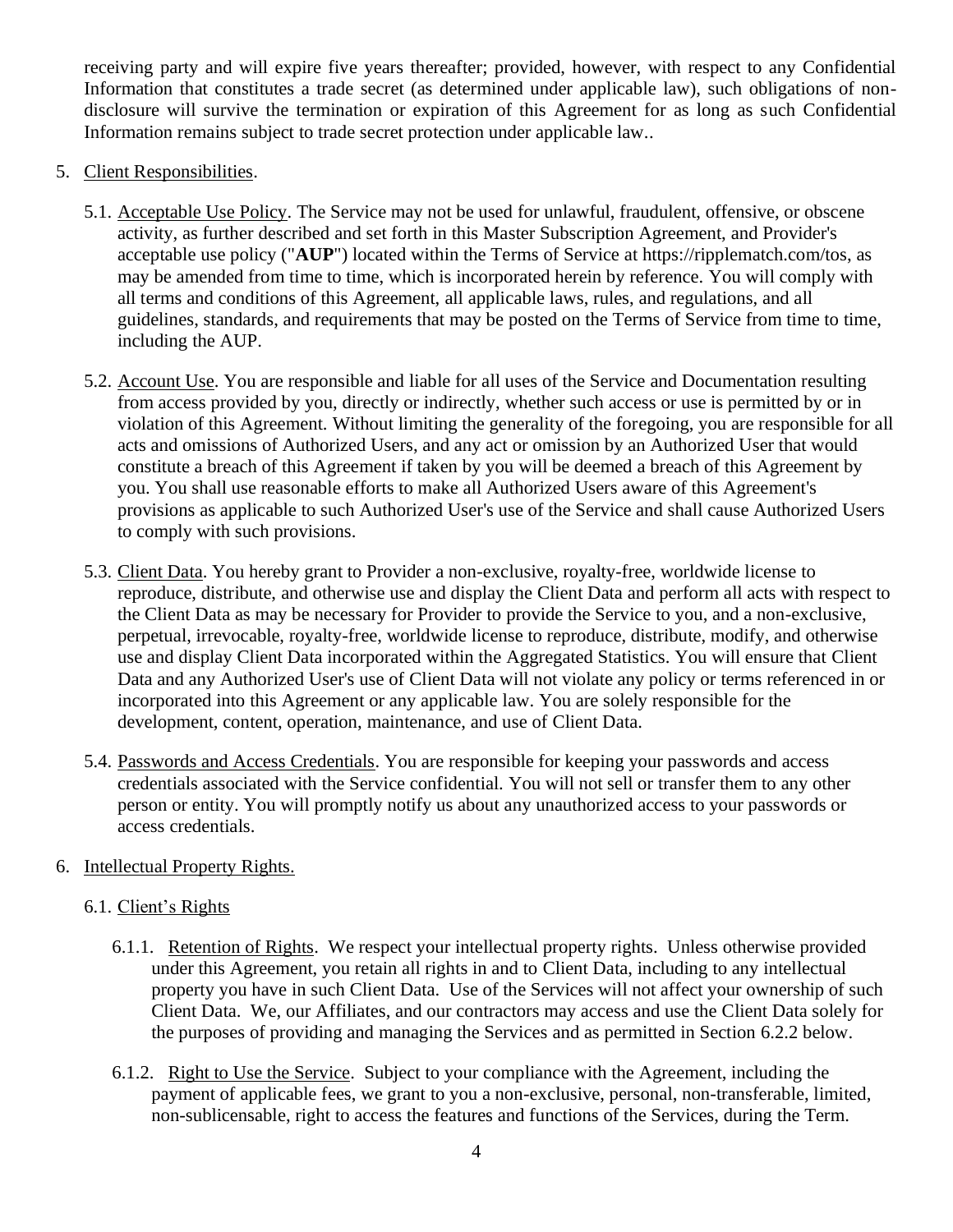receiving party and will expire five years thereafter; provided, however, with respect to any Confidential Information that constitutes a trade secret (as determined under applicable law), such obligations of non-disclosure will survive the termination or expiration of this Agreement for as long as such Confidential Information remains subject to trade secret protection under applicable law..

5. Client Responsibilities.

   5.1. Acceptable Use Policy. The Service may not be used for unlawful, fraudulent, offensive, or obscene activity, as further described and set forth in this Master Subscription Agreement, and Provider's acceptable use policy ("**AUP**") located within the Terms of Service at https://ripplematch.com/tos, as may be amended from time to time, which is incorporated herein by reference. You will comply with all terms and conditions of this Agreement, all applicable laws, rules, and regulations, and all guidelines, standards, and requirements that may be posted on the Terms of Service from time to time, including the AUP.

   5.2. Account Use. You are responsible and liable for all uses of the Service and Documentation resulting from access provided by you, directly or indirectly, whether such access or use is permitted by or in violation of this Agreement. Without limiting the generality of the foregoing, you are responsible for all acts and omissions of Authorized Users, and any act or omission by an Authorized User that would constitute a breach of this Agreement if taken by you will be deemed a breach of this Agreement by you. You shall use reasonable efforts to make all Authorized Users aware of this Agreement's provisions as applicable to such Authorized User's use of the Service and shall cause Authorized Users to comply with such provisions.

   5.3. Client Data. You hereby grant to Provider a non-exclusive, royalty-free, worldwide license to reproduce, distribute, and otherwise use and display the Client Data and perform all acts with respect to the Client Data as may be necessary for Provider to provide the Service to you, and a non-exclusive, perpetual, irrevocable, royalty-free, worldwide license to reproduce, distribute, modify, and otherwise use and display Client Data incorporated within the Aggregated Statistics. You will ensure that Client Data and any Authorized User's use of Client Data will not violate any policy or terms referenced in or incorporated into this Agreement or any applicable law. You are solely responsible for the development, content, operation, maintenance, and use of Client Data.

   5.4. Passwords and Access Credentials. You are responsible for keeping your passwords and access credentials associated with the Service confidential. You will not sell or transfer them to any other person or entity. You will promptly notify us about any unauthorized access to your passwords or access credentials.

6. Intellectual Property Rights.

   6.1. Client's Rights

      6.1.1. Retention of Rights. We respect your intellectual property rights. Unless otherwise provided under this Agreement, you retain all rights in and to Client Data, including to any intellectual property you have in such Client Data. Use of the Services will not affect your ownership of such Client Data. We, our Affiliates, and our contractors may access and use the Client Data solely for the purposes of providing and managing the Services and as permitted in Section 6.2.2 below.

      6.1.2. Right to Use the Service. Subject to your compliance with the Agreement, including the payment of applicable fees, we grant to you a non-exclusive, personal, non-transferable, limited, non-sublicensable, right to access the features and functions of the Services, during the Term.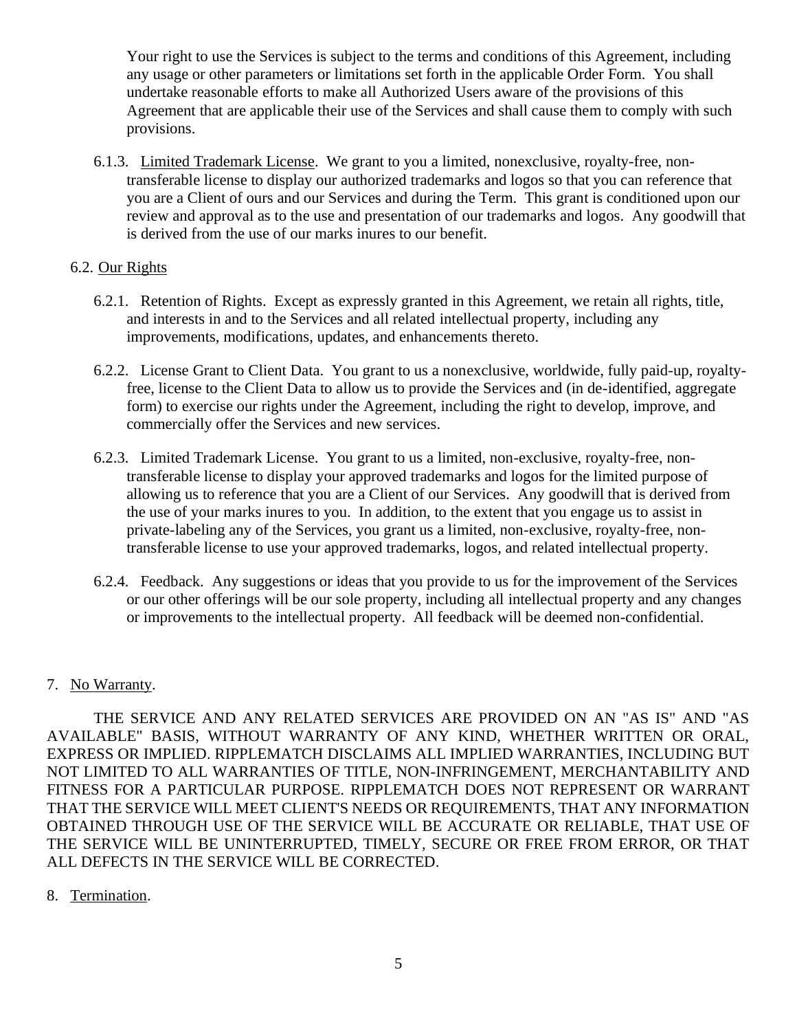Your right to use the Services is subject to the terms and conditions of this Agreement, including any usage or other parameters or limitations set forth in the applicable Order Form. You shall undertake reasonable efforts to make all Authorized Users aware of the provisions of this Agreement that are applicable their use of the Services and shall cause them to comply with such provisions.

6.1.3. Limited Trademark License. We grant to you a limited, nonexclusive, royalty-free, non-transferable license to display our authorized trademarks and logos so that you can reference that you are a Client of ours and our Services and during the Term. This grant is conditioned upon our review and approval as to the use and presentation of our trademarks and logos. Any goodwill that is derived from the use of our marks inures to our benefit.

6.2. Our Rights

6.2.1. Retention of Rights. Except as expressly granted in this Agreement, we retain all rights, title, and interests in and to the Services and all related intellectual property, including any improvements, modifications, updates, and enhancements thereto.

6.2.2. License Grant to Client Data. You grant to us a nonexclusive, worldwide, fully paid-up, royalty-free, license to the Client Data to allow us to provide the Services and (in de-identified, aggregate form) to exercise our rights under the Agreement, including the right to develop, improve, and commercially offer the Services and new services.

6.2.3. Limited Trademark License. You grant to us a limited, non-exclusive, royalty-free, non-transferable license to display your approved trademarks and logos for the limited purpose of allowing us to reference that you are a Client of our Services. Any goodwill that is derived from the use of your marks inures to you. In addition, to the extent that you engage us to assist in private-labeling any of the Services, you grant us a limited, non-exclusive, royalty-free, non-transferable license to use your approved trademarks, logos, and related intellectual property.

6.2.4. Feedback. Any suggestions or ideas that you provide to us for the improvement of the Services or our other offerings will be our sole property, including all intellectual property and any changes or improvements to the intellectual property. All feedback will be deemed non-confidential.

7. No Warranty.

THE SERVICE AND ANY RELATED SERVICES ARE PROVIDED ON AN "AS IS" AND "AS AVAILABLE" BASIS, WITHOUT WARRANTY OF ANY KIND, WHETHER WRITTEN OR ORAL, EXPRESS OR IMPLIED. RIPPLEMATCH DISCLAIMS ALL IMPLIED WARRANTIES, INCLUDING BUT NOT LIMITED TO ALL WARRANTIES OF TITLE, NON-INFRINGEMENT, MERCHANTABILITY AND FITNESS FOR A PARTICULAR PURPOSE. RIPPLEMATCH DOES NOT REPRESENT OR WARRANT THAT THE SERVICE WILL MEET CLIENT'S NEEDS OR REQUIREMENTS, THAT ANY INFORMATION OBTAINED THROUGH USE OF THE SERVICE WILL BE ACCURATE OR RELIABLE, THAT USE OF THE SERVICE WILL BE UNINTERRUPTED, TIMELY, SECURE OR FREE FROM ERROR, OR THAT ALL DEFECTS IN THE SERVICE WILL BE CORRECTED.

8. Termination.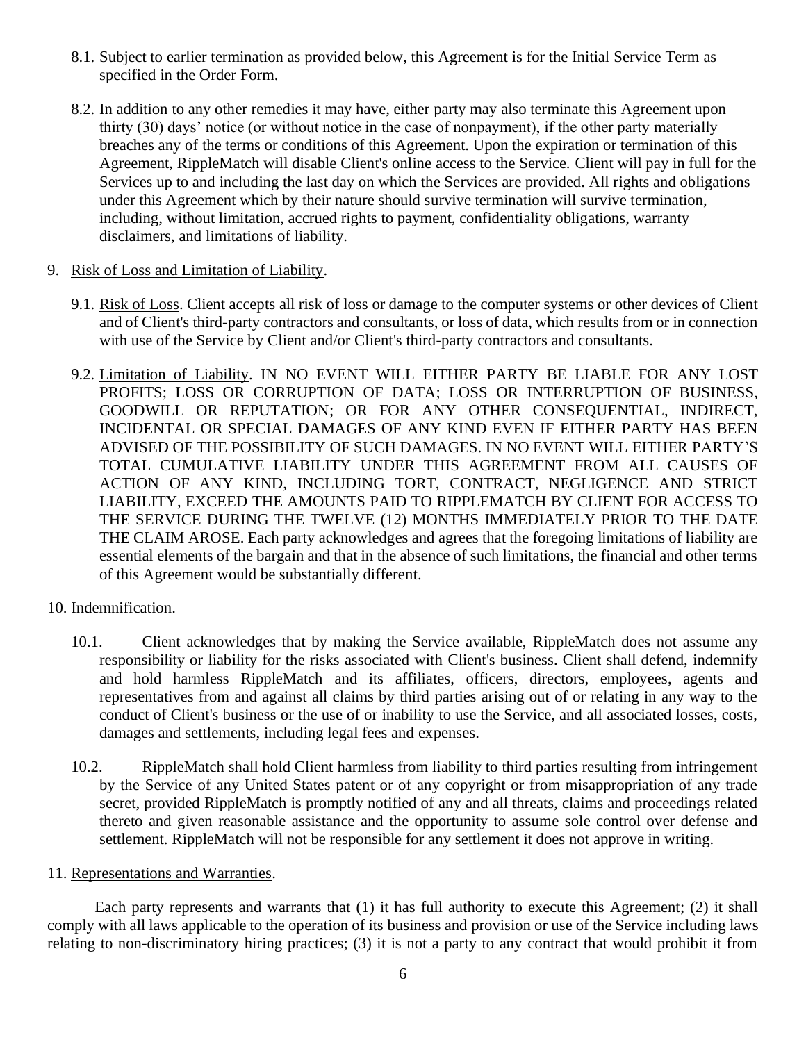8.1. Subject to earlier termination as provided below, this Agreement is for the Initial Service Term as specified in the Order Form.

8.2. In addition to any other remedies it may have, either party may also terminate this Agreement upon thirty (30) days' notice (or without notice in the case of nonpayment), if the other party materially breaches any of the terms or conditions of this Agreement. Upon the expiration or termination of this Agreement, RippleMatch will disable Client's online access to the Service. Client will pay in full for the Services up to and including the last day on which the Services are provided. All rights and obligations under this Agreement which by their nature should survive termination will survive termination, including, without limitation, accrued rights to payment, confidentiality obligations, warranty disclaimers, and limitations of liability.

9. Risk of Loss and Limitation of Liability.

9.1. Risk of Loss. Client accepts all risk of loss or damage to the computer systems or other devices of Client and of Client's third-party contractors and consultants, or loss of data, which results from or in connection with use of the Service by Client and/or Client's third-party contractors and consultants.

9.2. Limitation of Liability. IN NO EVENT WILL EITHER PARTY BE LIABLE FOR ANY LOST PROFITS; LOSS OR CORRUPTION OF DATA; LOSS OR INTERRUPTION OF BUSINESS, GOODWILL OR REPUTATION; OR FOR ANY OTHER CONSEQUENTIAL, INDIRECT, INCIDENTAL OR SPECIAL DAMAGES OF ANY KIND EVEN IF EITHER PARTY HAS BEEN ADVISED OF THE POSSIBILITY OF SUCH DAMAGES. IN NO EVENT WILL EITHER PARTY'S TOTAL CUMULATIVE LIABILITY UNDER THIS AGREEMENT FROM ALL CAUSES OF ACTION OF ANY KIND, INCLUDING TORT, CONTRACT, NEGLIGENCE AND STRICT LIABILITY, EXCEED THE AMOUNTS PAID TO RIPPLEMATCH BY CLIENT FOR ACCESS TO THE SERVICE DURING THE TWELVE (12) MONTHS IMMEDIATELY PRIOR TO THE DATE THE CLAIM AROSE. Each party acknowledges and agrees that the foregoing limitations of liability are essential elements of the bargain and that in the absence of such limitations, the financial and other terms of this Agreement would be substantially different.

10. Indemnification.

10.1. Client acknowledges that by making the Service available, RippleMatch does not assume any responsibility or liability for the risks associated with Client's business. Client shall defend, indemnify and hold harmless RippleMatch and its affiliates, officers, directors, employees, agents and representatives from and against all claims by third parties arising out of or relating in any way to the conduct of Client's business or the use of or inability to use the Service, and all associated losses, costs, damages and settlements, including legal fees and expenses.

10.2. RippleMatch shall hold Client harmless from liability to third parties resulting from infringement by the Service of any United States patent or of any copyright or from misappropriation of any trade secret, provided RippleMatch is promptly notified of any and all threats, claims and proceedings related thereto and given reasonable assistance and the opportunity to assume sole control over defense and settlement. RippleMatch will not be responsible for any settlement it does not approve in writing.

11. Representations and Warranties.

Each party represents and warrants that (1) it has full authority to execute this Agreement; (2) it shall comply with all laws applicable to the operation of its business and provision or use of the Service including laws relating to non-discriminatory hiring practices; (3) it is not a party to any contract that would prohibit it from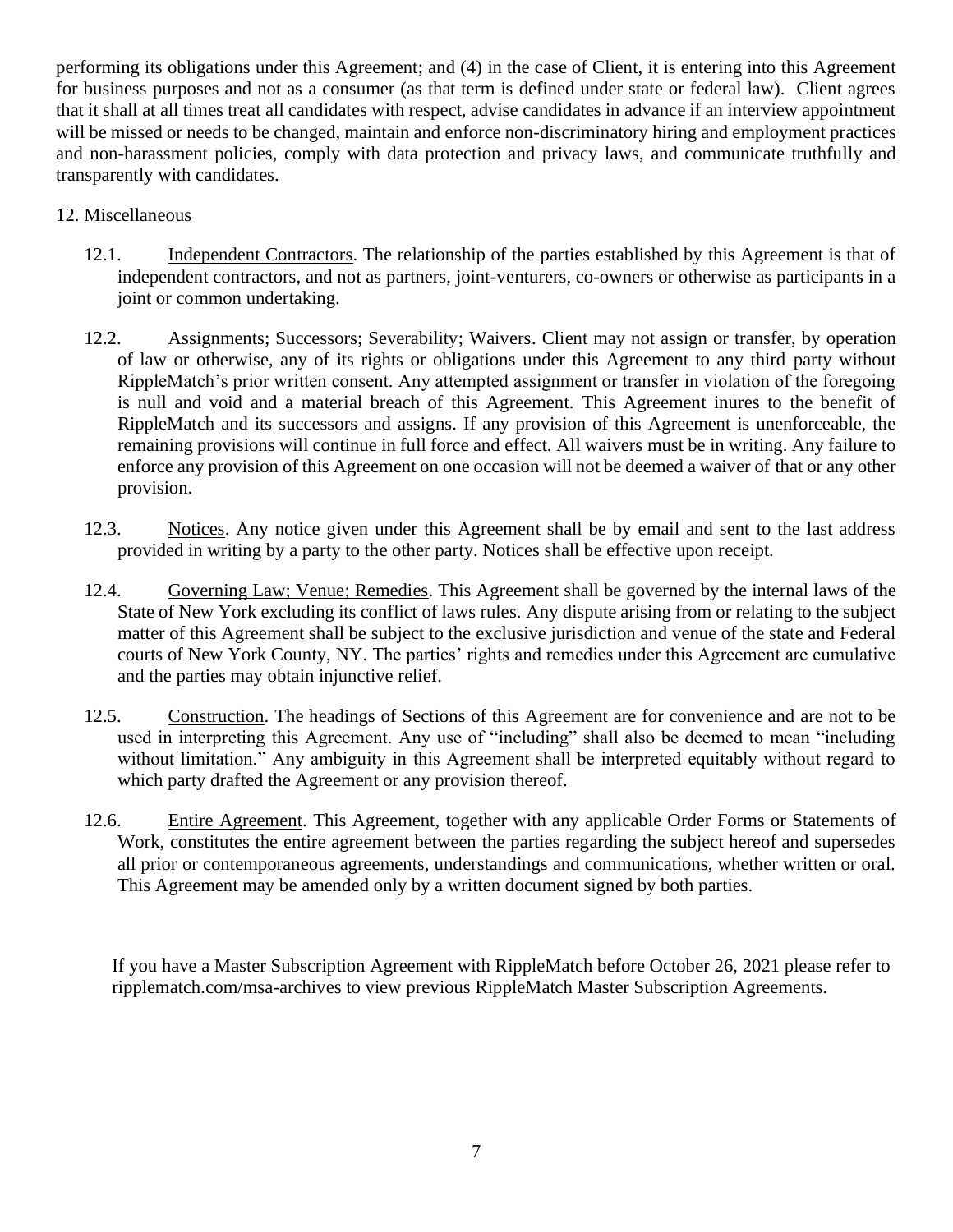performing its obligations under this Agreement; and (4) in the case of Client, it is entering into this Agreement for business purposes and not as a consumer (as that term is defined under state or federal law). Client agrees that it shall at all times treat all candidates with respect, advise candidates in advance if an interview appointment will be missed or needs to be changed, maintain and enforce non-discriminatory hiring and employment practices and non-harassment policies, comply with data protection and privacy laws, and communicate truthfully and transparently with candidates.

12. Miscellaneous

12.1. Independent Contractors. The relationship of the parties established by this Agreement is that of independent contractors, and not as partners, joint-venturers, co-owners or otherwise as participants in a joint or common undertaking.

12.2. Assignments; Successors; Severability; Waivers. Client may not assign or transfer, by operation of law or otherwise, any of its rights or obligations under this Agreement to any third party without RippleMatch's prior written consent. Any attempted assignment or transfer in violation of the foregoing is null and void and a material breach of this Agreement. This Agreement inures to the benefit of RippleMatch and its successors and assigns. If any provision of this Agreement is unenforceable, the remaining provisions will continue in full force and effect. All waivers must be in writing. Any failure to enforce any provision of this Agreement on one occasion will not be deemed a waiver of that or any other provision.

12.3. Notices. Any notice given under this Agreement shall be by email and sent to the last address provided in writing by a party to the other party. Notices shall be effective upon receipt.

12.4. Governing Law; Venue; Remedies. This Agreement shall be governed by the internal laws of the State of New York excluding its conflict of laws rules. Any dispute arising from or relating to the subject matter of this Agreement shall be subject to the exclusive jurisdiction and venue of the state and Federal courts of New York County, NY. The parties' rights and remedies under this Agreement are cumulative and the parties may obtain injunctive relief.

12.5. Construction. The headings of Sections of this Agreement are for convenience and are not to be used in interpreting this Agreement. Any use of "including" shall also be deemed to mean "including without limitation." Any ambiguity in this Agreement shall be interpreted equitably without regard to which party drafted the Agreement or any provision thereof.

12.6. Entire Agreement. This Agreement, together with any applicable Order Forms or Statements of Work, constitutes the entire agreement between the parties regarding the subject hereof and supersedes all prior or contemporaneous agreements, understandings and communications, whether written or oral. This Agreement may be amended only by a written document signed by both parties.

If you have a Master Subscription Agreement with RippleMatch before October 26, 2021 please refer to ripplematch.com/msa-archives to view previous RippleMatch Master Subscription Agreements.